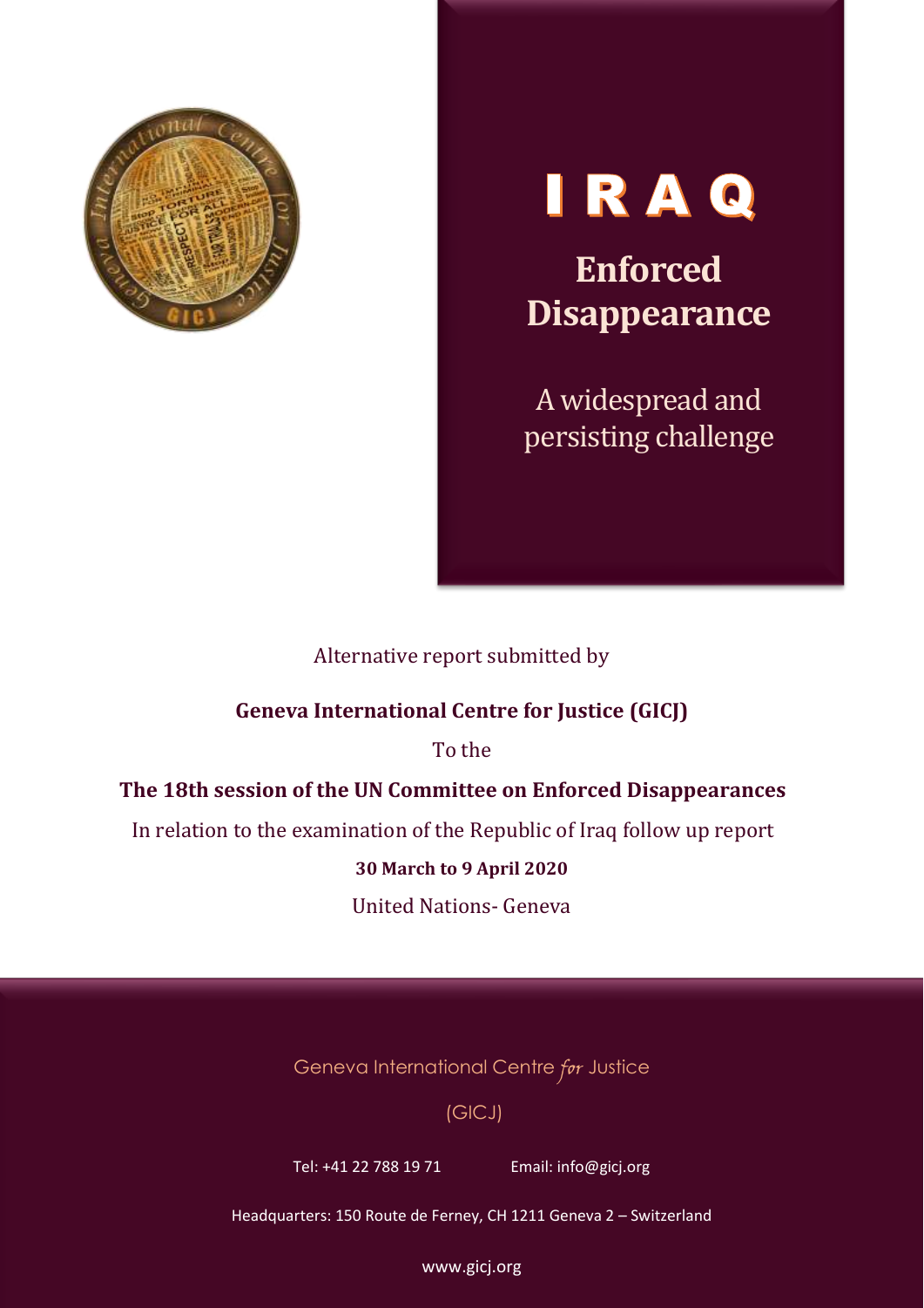# IRAQ

## Enforced Disappearance

A widespread and persisting challenge

Alternative report submitted by

**Geneva International Centre for Justice (GICJ)**

To the

**The 18th session of the UN Committee on Enforced Disappearances**

In relation to the examination of the Republic of Iraq follow up report

**30 March to 9 April 2020**

United Nations- Geneva

Geneva International Centre *for* Justice

(GICJ)

Tel: +41 22 788 19 71 Email: info@gicj.org

Headquarters: 150 Route de Ferney, CH 1211 Geneva 2 – Switzerland

www.gicj.org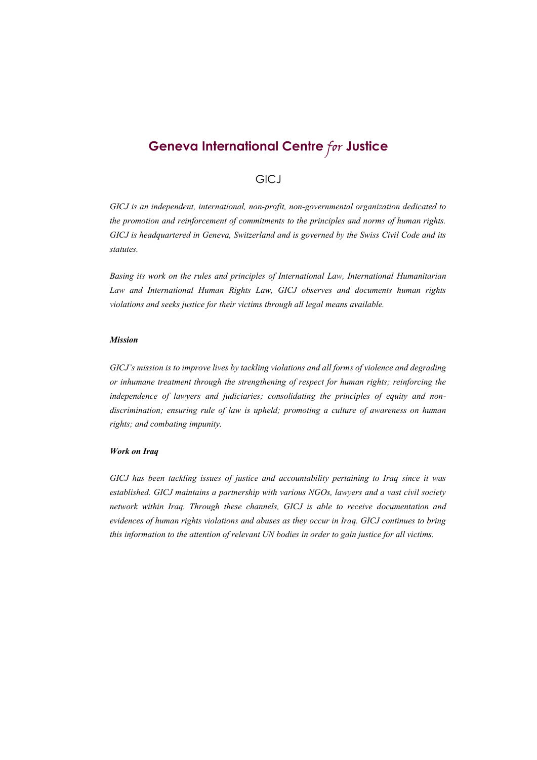# Geneva International Centre *for* Justice

## GICJ

*GICJ is an independent, international, non-profit, non-governmental organization dedicated to the promotion and reinforcement of commitments to the principles and norms of human rights. GICJ is headquartered in Geneva, Switzerland and is governed by the Swiss Civil Code and its statutes.*

*Basing its work on the rules and principles of International Law, International Humanitarian Law and International Human Rights Law, GICJ observes and documents human rights violations and seeks justice for their victims through all legal means available.*

***Mission***

*GICJ's mission is to improve lives by tackling violations and all forms of violence and degrading or inhumane treatment through the strengthening of respect for human rights; reinforcing the independence of lawyers and judiciaries; consolidating the principles of equity and non-discrimination; ensuring rule of law is upheld; promoting a culture of awareness on human rights; and combating impunity.*

***Work on Iraq***

*GICJ has been tackling issues of justice and accountability pertaining to Iraq since it was established. GICJ maintains a partnership with various NGOs, lawyers and a vast civil society network within Iraq. Through these channels, GICJ is able to receive documentation and evidences of human rights violations and abuses as they occur in Iraq. GICJ continues to bring this information to the attention of relevant UN bodies in order to gain justice for all victims.*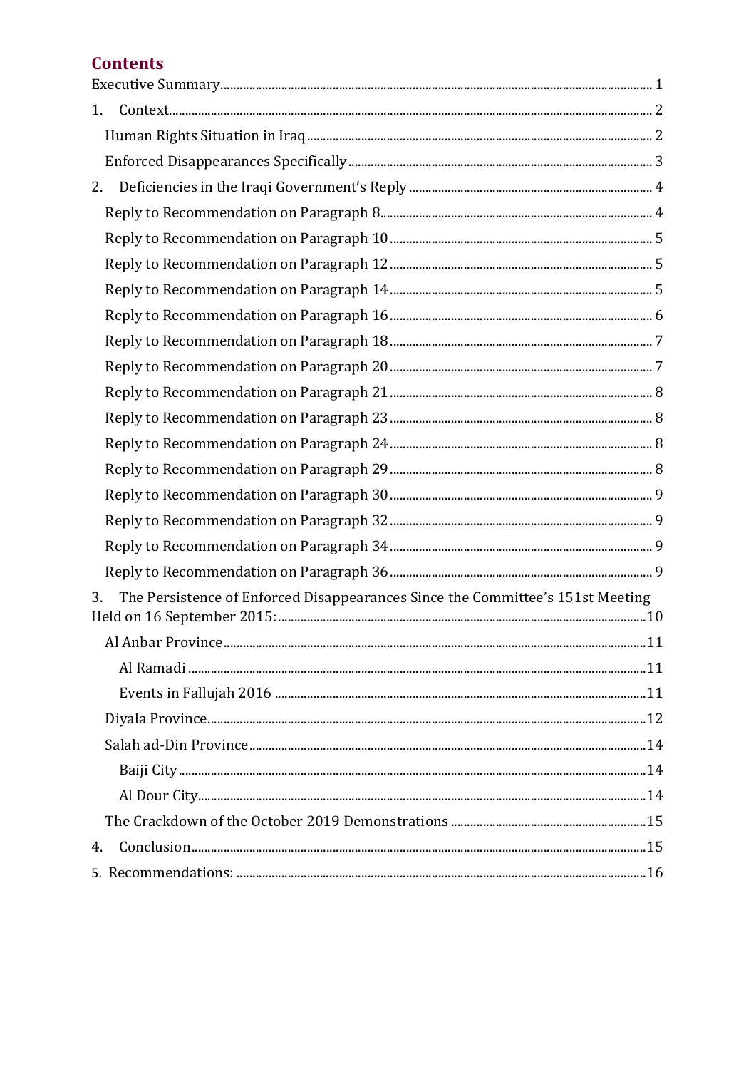# Contents

Executive Summary ..... 1

1. Context ..... 2
   - Human Rights Situation in Iraq ..... 2
   - Enforced Disappearances Specifically ..... 3
2. Deficiencies in the Iraqi Government's Reply ..... 4
   - Reply to Recommendation on Paragraph 8 ..... 4
   - Reply to Recommendation on Paragraph 10 ..... 5
   - Reply to Recommendation on Paragraph 12 ..... 5
   - Reply to Recommendation on Paragraph 14 ..... 5
   - Reply to Recommendation on Paragraph 16 ..... 6
   - Reply to Recommendation on Paragraph 18 ..... 7
   - Reply to Recommendation on Paragraph 20 ..... 7
   - Reply to Recommendation on Paragraph 21 ..... 8
   - Reply to Recommendation on Paragraph 23 ..... 8
   - Reply to Recommendation on Paragraph 24 ..... 8
   - Reply to Recommendation on Paragraph 29 ..... 8
   - Reply to Recommendation on Paragraph 30 ..... 9
   - Reply to Recommendation on Paragraph 32 ..... 9
   - Reply to Recommendation on Paragraph 34 ..... 9
   - Reply to Recommendation on Paragraph 36 ..... 9
3. The Persistence of Enforced Disappearances Since the Committee's 151st Meeting Held on 16 September 2015: ..... 10
   - Al Anbar Province ..... 11
     - Al Ramadi ..... 11
     - Events in Fallujah 2016 ..... 11
   - Diyala Province ..... 12
   - Salah ad-Din Province ..... 14
     - Baiji City ..... 14
     - Al Dour City ..... 14
   - The Crackdown of the October 2019 Demonstrations ..... 15
4. Conclusion ..... 15
5. Recommendations: ..... 16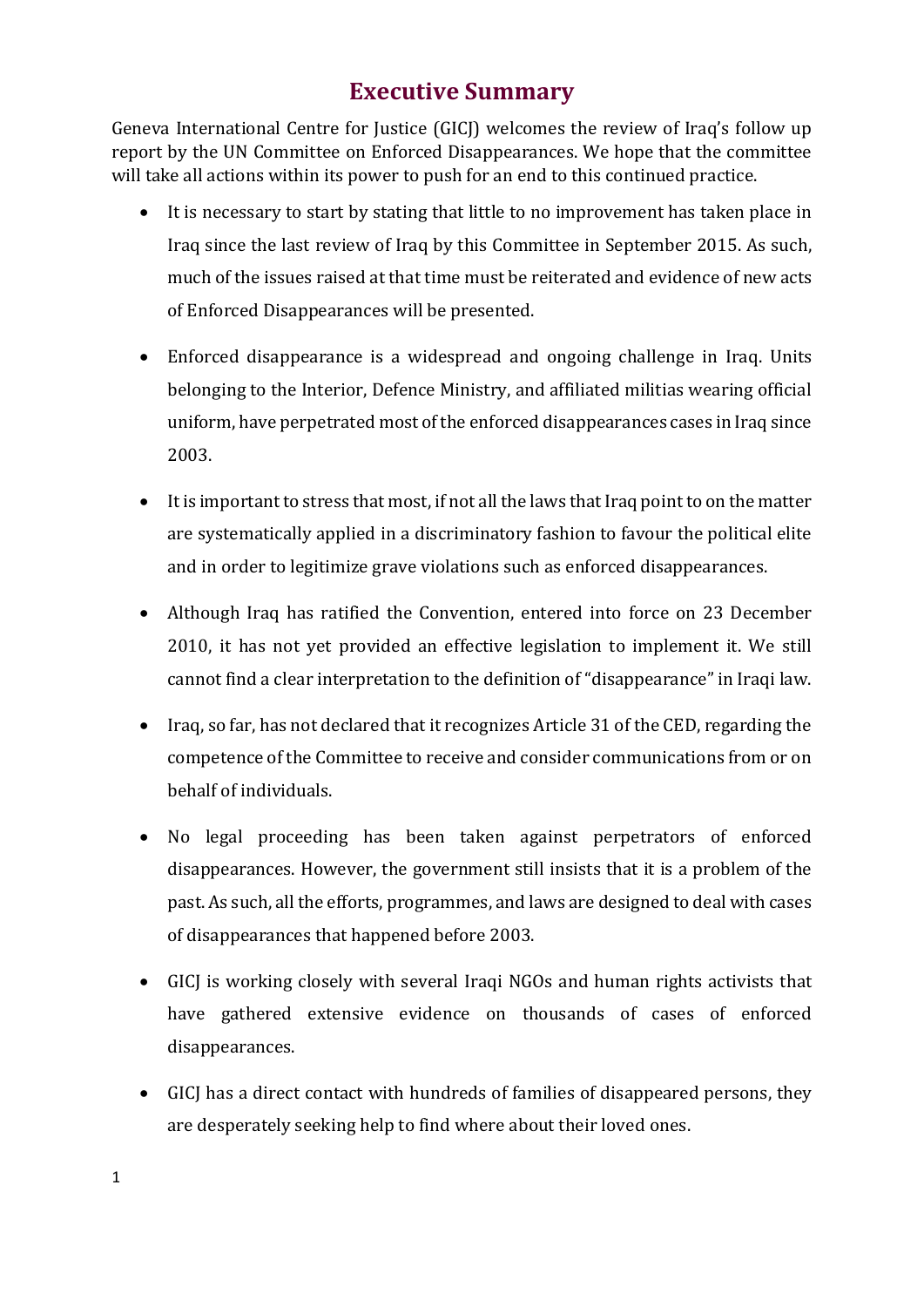# Executive Summary

Geneva International Centre for Justice (GICJ) welcomes the review of Iraq's follow up report by the UN Committee on Enforced Disappearances. We hope that the committee will take all actions within its power to push for an end to this continued practice.

- It is necessary to start by stating that little to no improvement has taken place in Iraq since the last review of Iraq by this Committee in September 2015. As such, much of the issues raised at that time must be reiterated and evidence of new acts of Enforced Disappearances will be presented.

- Enforced disappearance is a widespread and ongoing challenge in Iraq. Units belonging to the Interior, Defence Ministry, and affiliated militias wearing official uniform, have perpetrated most of the enforced disappearances cases in Iraq since 2003.

- It is important to stress that most, if not all the laws that Iraq point to on the matter are systematically applied in a discriminatory fashion to favour the political elite and in order to legitimize grave violations such as enforced disappearances.

- Although Iraq has ratified the Convention, entered into force on 23 December 2010, it has not yet provided an effective legislation to implement it. We still cannot find a clear interpretation to the definition of "disappearance" in Iraqi law.

- Iraq, so far, has not declared that it recognizes Article 31 of the CED, regarding the competence of the Committee to receive and consider communications from or on behalf of individuals.

- No legal proceeding has been taken against perpetrators of enforced disappearances. However, the government still insists that it is a problem of the past. As such, all the efforts, programmes, and laws are designed to deal with cases of disappearances that happened before 2003.

- GICJ is working closely with several Iraqi NGOs and human rights activists that have gathered extensive evidence on thousands of cases of enforced disappearances.

- GICJ has a direct contact with hundreds of families of disappeared persons, they are desperately seeking help to find where about their loved ones.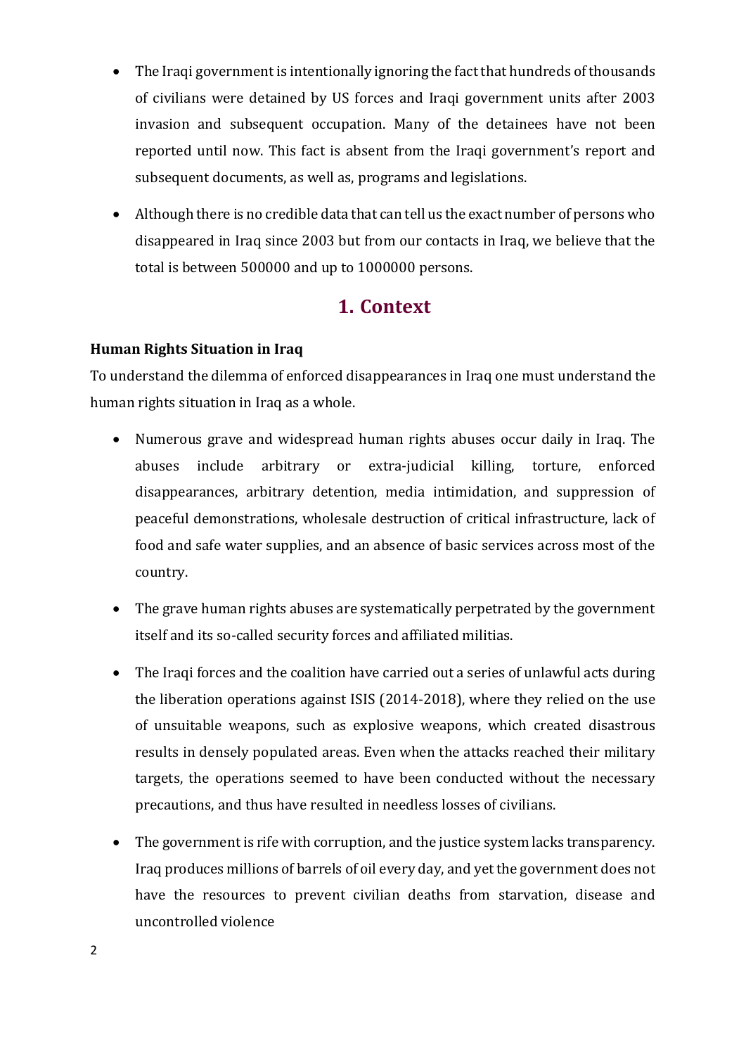- The Iraqi government is intentionally ignoring the fact that hundreds of thousands of civilians were detained by US forces and Iraqi government units after 2003 invasion and subsequent occupation. Many of the detainees have not been reported until now. This fact is absent from the Iraqi government's report and subsequent documents, as well as, programs and legislations.
- Although there is no credible data that can tell us the exact number of persons who disappeared in Iraq since 2003 but from our contacts in Iraq, we believe that the total is between 500000 and up to 1000000 persons.

## 1. Context

**Human Rights Situation in Iraq**

To understand the dilemma of enforced disappearances in Iraq one must understand the human rights situation in Iraq as a whole.

- Numerous grave and widespread human rights abuses occur daily in Iraq. The abuses include arbitrary or extra-judicial killing, torture, enforced disappearances, arbitrary detention, media intimidation, and suppression of peaceful demonstrations, wholesale destruction of critical infrastructure, lack of food and safe water supplies, and an absence of basic services across most of the country.
- The grave human rights abuses are systematically perpetrated by the government itself and its so-called security forces and affiliated militias.
- The Iraqi forces and the coalition have carried out a series of unlawful acts during the liberation operations against ISIS (2014-2018), where they relied on the use of unsuitable weapons, such as explosive weapons, which created disastrous results in densely populated areas. Even when the attacks reached their military targets, the operations seemed to have been conducted without the necessary precautions, and thus have resulted in needless losses of civilians.
- The government is rife with corruption, and the justice system lacks transparency. Iraq produces millions of barrels of oil every day, and yet the government does not have the resources to prevent civilian deaths from starvation, disease and uncontrolled violence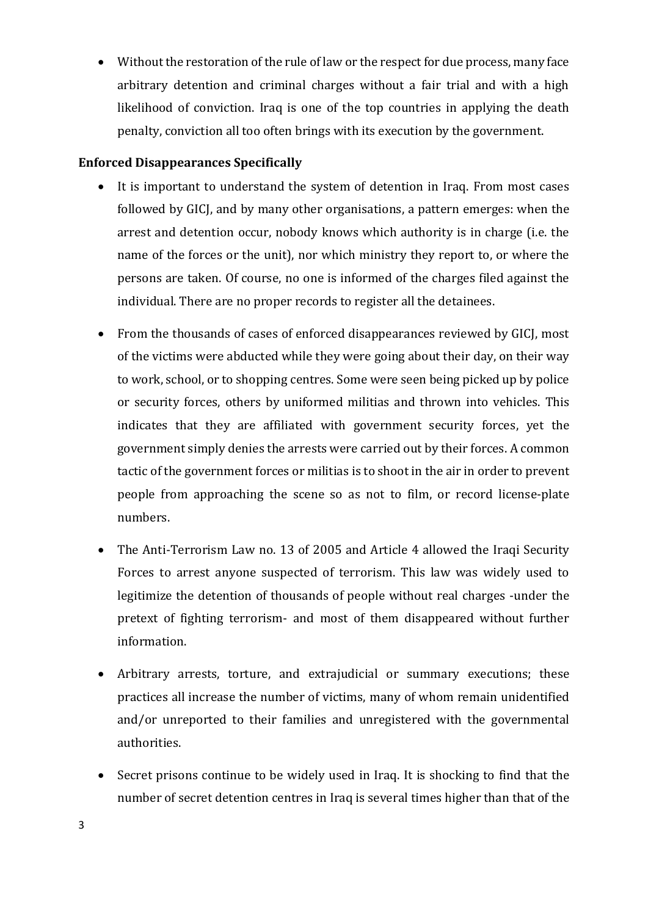- Without the restoration of the rule of law or the respect for due process, many face arbitrary detention and criminal charges without a fair trial and with a high likelihood of conviction. Iraq is one of the top countries in applying the death penalty, conviction all too often brings with its execution by the government.

**Enforced Disappearances Specifically**

- It is important to understand the system of detention in Iraq. From most cases followed by GICJ, and by many other organisations, a pattern emerges: when the arrest and detention occur, nobody knows which authority is in charge (i.e. the name of the forces or the unit), nor which ministry they report to, or where the persons are taken. Of course, no one is informed of the charges filed against the individual. There are no proper records to register all the detainees.

- From the thousands of cases of enforced disappearances reviewed by GICJ, most of the victims were abducted while they were going about their day, on their way to work, school, or to shopping centres. Some were seen being picked up by police or security forces, others by uniformed militias and thrown into vehicles. This indicates that they are affiliated with government security forces, yet the government simply denies the arrests were carried out by their forces. A common tactic of the government forces or militias is to shoot in the air in order to prevent people from approaching the scene so as not to film, or record license-plate numbers.

- The Anti-Terrorism Law no. 13 of 2005 and Article 4 allowed the Iraqi Security Forces to arrest anyone suspected of terrorism. This law was widely used to legitimize the detention of thousands of people without real charges -under the pretext of fighting terrorism- and most of them disappeared without further information.

- Arbitrary arrests, torture, and extrajudicial or summary executions; these practices all increase the number of victims, many of whom remain unidentified and/or unreported to their families and unregistered with the governmental authorities.

- Secret prisons continue to be widely used in Iraq. It is shocking to find that the number of secret detention centres in Iraq is several times higher than that of the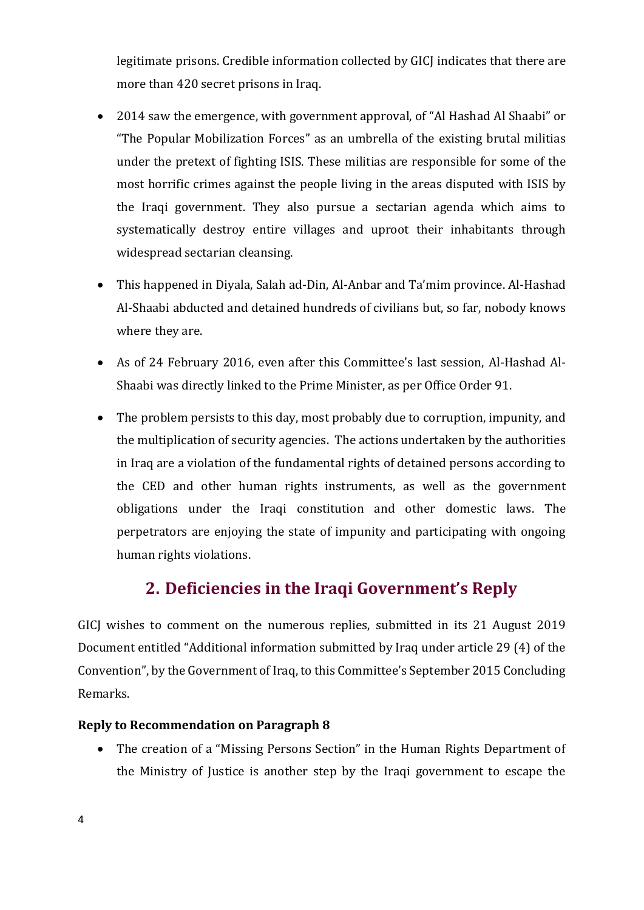legitimate prisons. Credible information collected by GICJ indicates that there are more than 420 secret prisons in Iraq.

- 2014 saw the emergence, with government approval, of "Al Hashad Al Shaabi" or "The Popular Mobilization Forces" as an umbrella of the existing brutal militias under the pretext of fighting ISIS. These militias are responsible for some of the most horrific crimes against the people living in the areas disputed with ISIS by the Iraqi government. They also pursue a sectarian agenda which aims to systematically destroy entire villages and uproot their inhabitants through widespread sectarian cleansing.
- This happened in Diyala, Salah ad-Din, Al-Anbar and Ta'mim province. Al-Hashad Al-Shaabi abducted and detained hundreds of civilians but, so far, nobody knows where they are.
- As of 24 February 2016, even after this Committee's last session, Al-Hashad Al-Shaabi was directly linked to the Prime Minister, as per Office Order 91.
- The problem persists to this day, most probably due to corruption, impunity, and the multiplication of security agencies. The actions undertaken by the authorities in Iraq are a violation of the fundamental rights of detained persons according to the CED and other human rights instruments, as well as the government obligations under the Iraqi constitution and other domestic laws. The perpetrators are enjoying the state of impunity and participating with ongoing human rights violations.

## 2. Deficiencies in the Iraqi Government's Reply

GICJ wishes to comment on the numerous replies, submitted in its 21 August 2019 Document entitled "Additional information submitted by Iraq under article 29 (4) of the Convention", by the Government of Iraq, to this Committee's September 2015 Concluding Remarks.

**Reply to Recommendation on Paragraph 8**

- The creation of a "Missing Persons Section" in the Human Rights Department of the Ministry of Justice is another step by the Iraqi government to escape the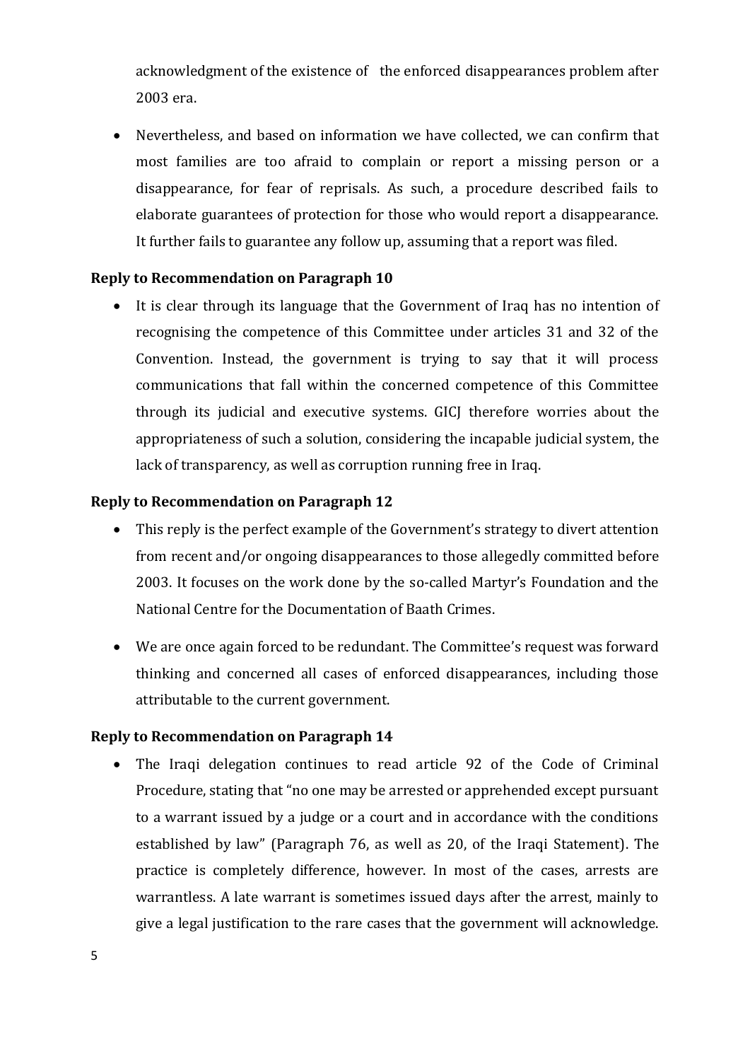acknowledgment of the existence of the enforced disappearances problem after 2003 era.

- Nevertheless, and based on information we have collected, we can confirm that most families are too afraid to complain or report a missing person or a disappearance, for fear of reprisals. As such, a procedure described fails to elaborate guarantees of protection for those who would report a disappearance. It further fails to guarantee any follow up, assuming that a report was filed.

**Reply to Recommendation on Paragraph 10**

- It is clear through its language that the Government of Iraq has no intention of recognising the competence of this Committee under articles 31 and 32 of the Convention. Instead, the government is trying to say that it will process communications that fall within the concerned competence of this Committee through its judicial and executive systems. GICJ therefore worries about the appropriateness of such a solution, considering the incapable judicial system, the lack of transparency, as well as corruption running free in Iraq.

**Reply to Recommendation on Paragraph 12**

- This reply is the perfect example of the Government's strategy to divert attention from recent and/or ongoing disappearances to those allegedly committed before 2003. It focuses on the work done by the so-called Martyr's Foundation and the National Centre for the Documentation of Baath Crimes.

- We are once again forced to be redundant. The Committee's request was forward thinking and concerned all cases of enforced disappearances, including those attributable to the current government.

**Reply to Recommendation on Paragraph 14**

- The Iraqi delegation continues to read article 92 of the Code of Criminal Procedure, stating that "no one may be arrested or apprehended except pursuant to a warrant issued by a judge or a court and in accordance with the conditions established by law" (Paragraph 76, as well as 20, of the Iraqi Statement). The practice is completely difference, however. In most of the cases, arrests are warrantless. A late warrant is sometimes issued days after the arrest, mainly to give a legal justification to the rare cases that the government will acknowledge.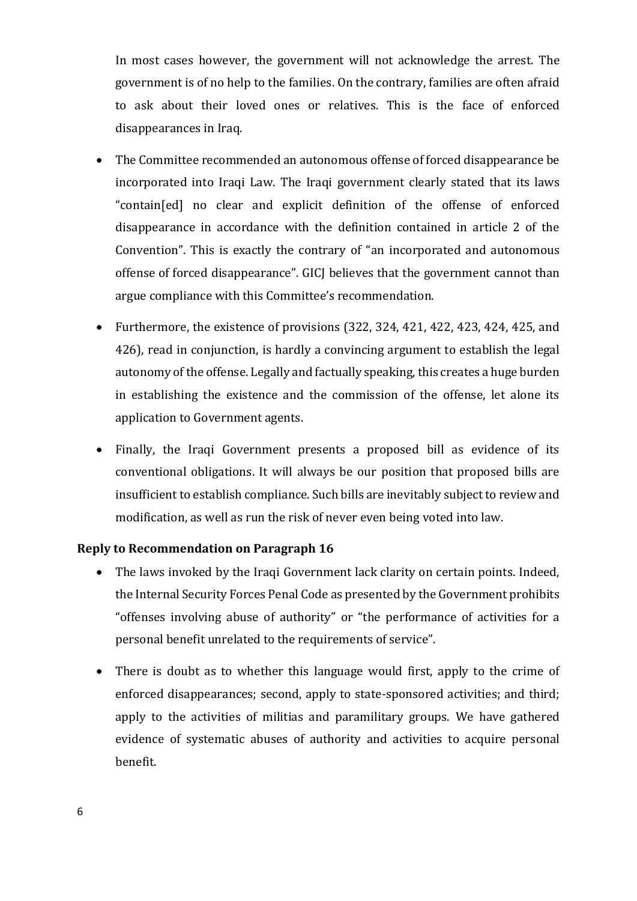In most cases however, the government will not acknowledge the arrest. The government is of no help to the families. On the contrary, families are often afraid to ask about their loved ones or relatives. This is the face of enforced disappearances in Iraq.

- The Committee recommended an autonomous offense of forced disappearance be incorporated into Iraqi Law. The Iraqi government clearly stated that its laws "contain[ed] no clear and explicit definition of the offense of enforced disappearance in accordance with the definition contained in article 2 of the Convention". This is exactly the contrary of "an incorporated and autonomous offense of forced disappearance". GICJ believes that the government cannot than argue compliance with this Committee's recommendation.

- Furthermore, the existence of provisions (322, 324, 421, 422, 423, 424, 425, and 426), read in conjunction, is hardly a convincing argument to establish the legal autonomy of the offense. Legally and factually speaking, this creates a huge burden in establishing the existence and the commission of the offense, let alone its application to Government agents.

- Finally, the Iraqi Government presents a proposed bill as evidence of its conventional obligations. It will always be our position that proposed bills are insufficient to establish compliance. Such bills are inevitably subject to review and modification, as well as run the risk of never even being voted into law.

**Reply to Recommendation on Paragraph 16**

- The laws invoked by the Iraqi Government lack clarity on certain points. Indeed, the Internal Security Forces Penal Code as presented by the Government prohibits "offenses involving abuse of authority" or "the performance of activities for a personal benefit unrelated to the requirements of service".

- There is doubt as to whether this language would first, apply to the crime of enforced disappearances; second, apply to state-sponsored activities; and third; apply to the activities of militias and paramilitary groups. We have gathered evidence of systematic abuses of authority and activities to acquire personal benefit.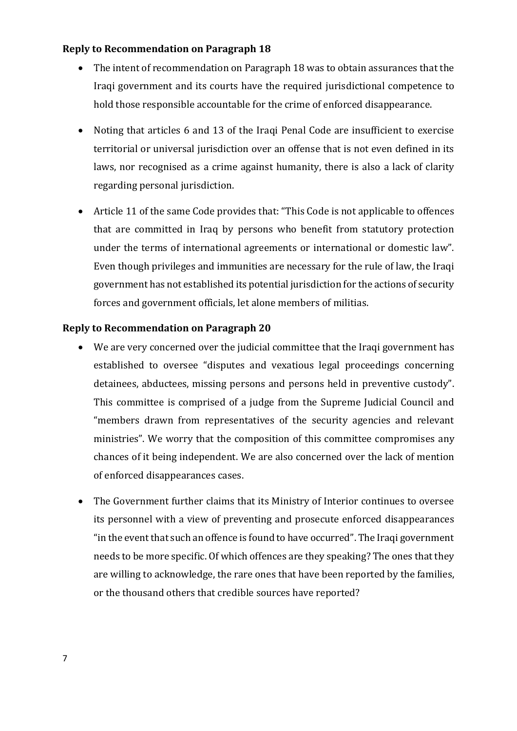**Reply to Recommendation on Paragraph 18**

- The intent of recommendation on Paragraph 18 was to obtain assurances that the Iraqi government and its courts have the required jurisdictional competence to hold those responsible accountable for the crime of enforced disappearance.

- Noting that articles 6 and 13 of the Iraqi Penal Code are insufficient to exercise territorial or universal jurisdiction over an offense that is not even defined in its laws, nor recognised as a crime against humanity, there is also a lack of clarity regarding personal jurisdiction.

- Article 11 of the same Code provides that: "This Code is not applicable to offences that are committed in Iraq by persons who benefit from statutory protection under the terms of international agreements or international or domestic law". Even though privileges and immunities are necessary for the rule of law, the Iraqi government has not established its potential jurisdiction for the actions of security forces and government officials, let alone members of militias.

**Reply to Recommendation on Paragraph 20**

- We are very concerned over the judicial committee that the Iraqi government has established to oversee "disputes and vexatious legal proceedings concerning detainees, abductees, missing persons and persons held in preventive custody". This committee is comprised of a judge from the Supreme Judicial Council and "members drawn from representatives of the security agencies and relevant ministries". We worry that the composition of this committee compromises any chances of it being independent. We are also concerned over the lack of mention of enforced disappearances cases.

- The Government further claims that its Ministry of Interior continues to oversee its personnel with a view of preventing and prosecute enforced disappearances "in the event that such an offence is found to have occurred". The Iraqi government needs to be more specific. Of which offences are they speaking? The ones that they are willing to acknowledge, the rare ones that have been reported by the families, or the thousand others that credible sources have reported?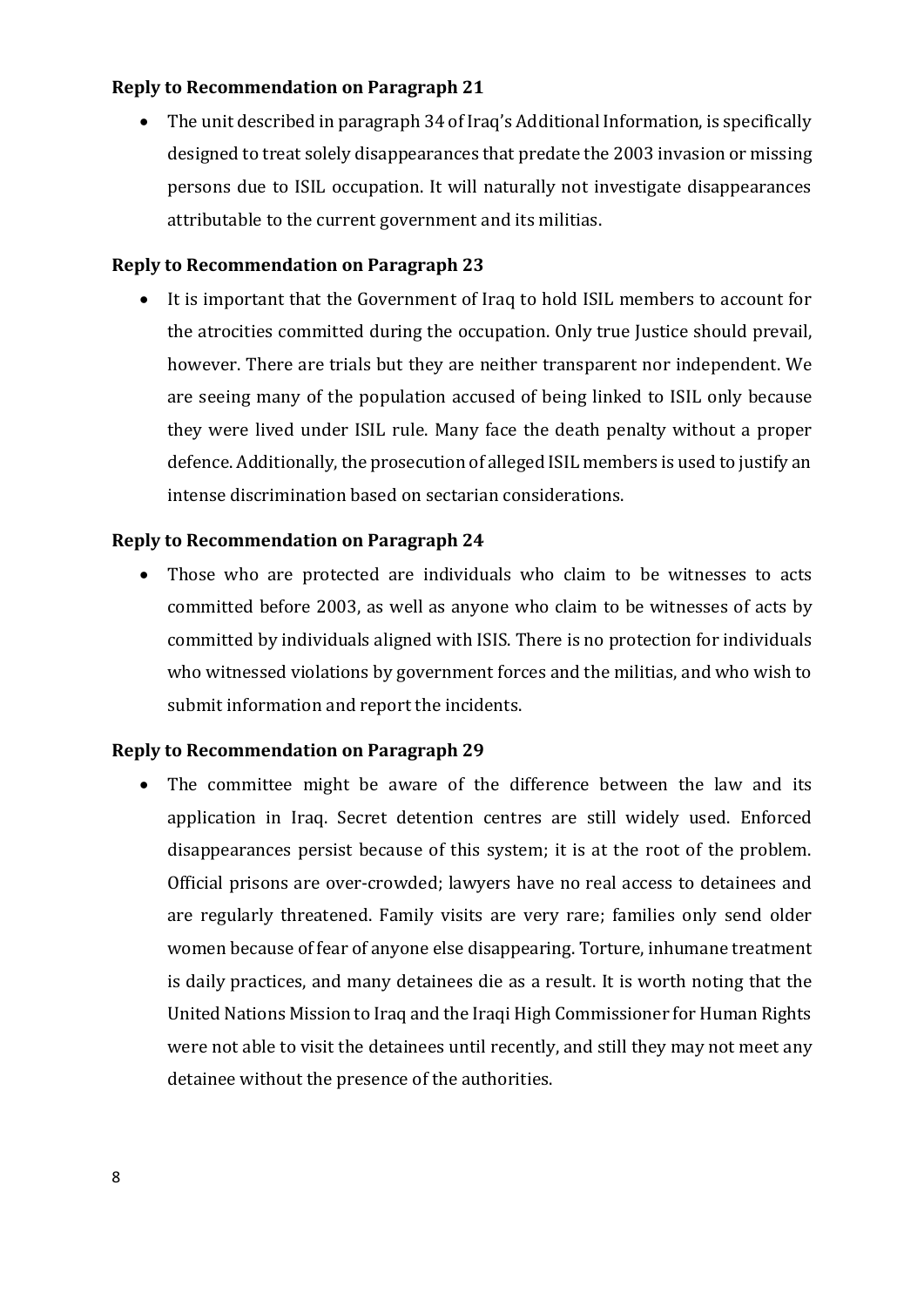**Reply to Recommendation on Paragraph 21**

- The unit described in paragraph 34 of Iraq's Additional Information, is specifically designed to treat solely disappearances that predate the 2003 invasion or missing persons due to ISIL occupation. It will naturally not investigate disappearances attributable to the current government and its militias.

**Reply to Recommendation on Paragraph 23**

- It is important that the Government of Iraq to hold ISIL members to account for the atrocities committed during the occupation. Only true Justice should prevail, however. There are trials but they are neither transparent nor independent. We are seeing many of the population accused of being linked to ISIL only because they were lived under ISIL rule. Many face the death penalty without a proper defence. Additionally, the prosecution of alleged ISIL members is used to justify an intense discrimination based on sectarian considerations.

**Reply to Recommendation on Paragraph 24**

- Those who are protected are individuals who claim to be witnesses to acts committed before 2003, as well as anyone who claim to be witnesses of acts by committed by individuals aligned with ISIS. There is no protection for individuals who witnessed violations by government forces and the militias, and who wish to submit information and report the incidents.

**Reply to Recommendation on Paragraph 29**

- The committee might be aware of the difference between the law and its application in Iraq. Secret detention centres are still widely used. Enforced disappearances persist because of this system; it is at the root of the problem. Official prisons are over-crowded; lawyers have no real access to detainees and are regularly threatened. Family visits are very rare; families only send older women because of fear of anyone else disappearing. Torture, inhumane treatment is daily practices, and many detainees die as a result. It is worth noting that the United Nations Mission to Iraq and the Iraqi High Commissioner for Human Rights were not able to visit the detainees until recently, and still they may not meet any detainee without the presence of the authorities.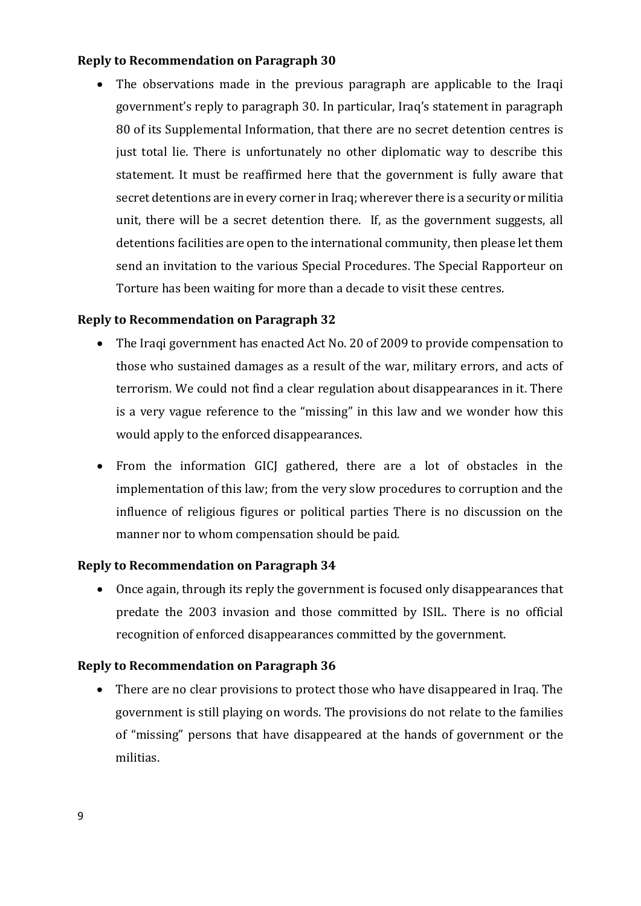**Reply to Recommendation on Paragraph 30**

- The observations made in the previous paragraph are applicable to the Iraqi government's reply to paragraph 30. In particular, Iraq's statement in paragraph 80 of its Supplemental Information, that there are no secret detention centres is just total lie. There is unfortunately no other diplomatic way to describe this statement. It must be reaffirmed here that the government is fully aware that secret detentions are in every corner in Iraq; wherever there is a security or militia unit, there will be a secret detention there. If, as the government suggests, all detentions facilities are open to the international community, then please let them send an invitation to the various Special Procedures. The Special Rapporteur on Torture has been waiting for more than a decade to visit these centres.

**Reply to Recommendation on Paragraph 32**

- The Iraqi government has enacted Act No. 20 of 2009 to provide compensation to those who sustained damages as a result of the war, military errors, and acts of terrorism. We could not find a clear regulation about disappearances in it. There is a very vague reference to the "missing" in this law and we wonder how this would apply to the enforced disappearances.

- From the information GICJ gathered, there are a lot of obstacles in the implementation of this law; from the very slow procedures to corruption and the influence of religious figures or political parties There is no discussion on the manner nor to whom compensation should be paid.

**Reply to Recommendation on Paragraph 34**

- Once again, through its reply the government is focused only disappearances that predate the 2003 invasion and those committed by ISIL. There is no official recognition of enforced disappearances committed by the government.

**Reply to Recommendation on Paragraph 36**

- There are no clear provisions to protect those who have disappeared in Iraq. The government is still playing on words. The provisions do not relate to the families of "missing" persons that have disappeared at the hands of government or the militias.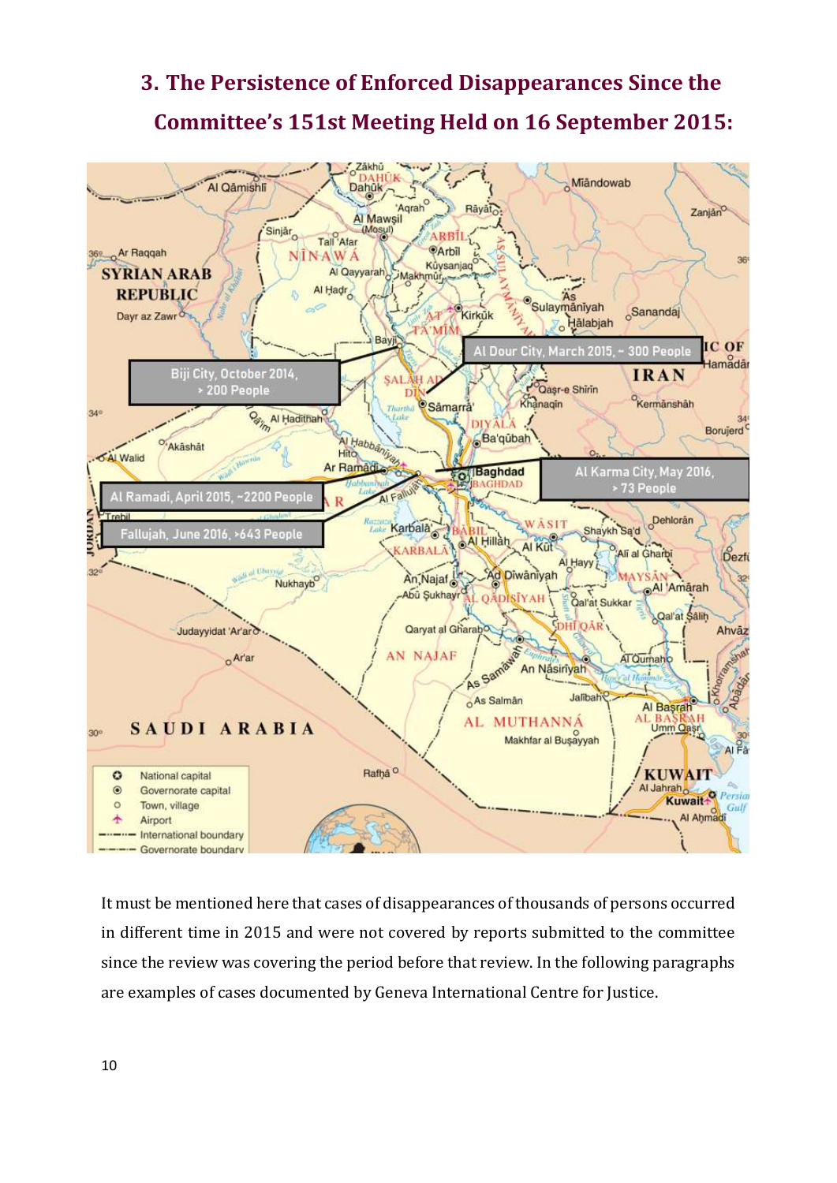## 3. The Persistence of Enforced Disappearances Since the Committee's 151st Meeting Held on 16 September 2015:

It must be mentioned here that cases of disappearances of thousands of persons occurred in different time in 2015 and were not covered by reports submitted to the committee since the review was covering the period before that review. In the following paragraphs are examples of cases documented by Geneva International Centre for Justice.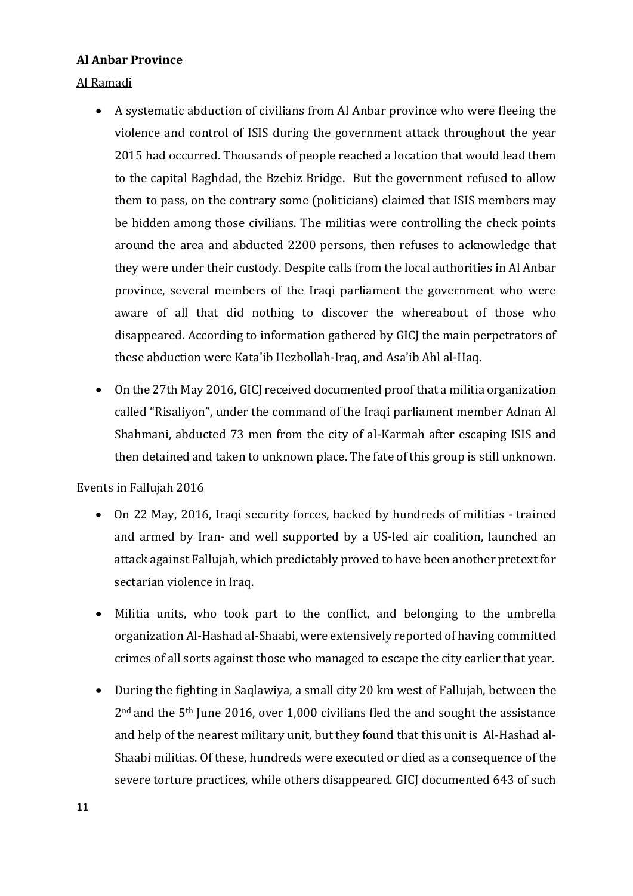**Al Anbar Province**

Al Ramadi

- A systematic abduction of civilians from Al Anbar province who were fleeing the violence and control of ISIS during the government attack throughout the year 2015 had occurred. Thousands of people reached a location that would lead them to the capital Baghdad, the Bzebiz Bridge. But the government refused to allow them to pass, on the contrary some (politicians) claimed that ISIS members may be hidden among those civilians. The militias were controlling the check points around the area and abducted 2200 persons, then refuses to acknowledge that they were under their custody. Despite calls from the local authorities in Al Anbar province, several members of the Iraqi parliament the government who were aware of all that did nothing to discover the whereabout of those who disappeared. According to information gathered by GICJ the main perpetrators of these abduction were Kata'ib Hezbollah-Iraq, and Asa'ib Ahl al-Haq.

- On the 27th May 2016, GICJ received documented proof that a militia organization called "Risaliyon", under the command of the Iraqi parliament member Adnan Al Shahmani, abducted 73 men from the city of al-Karmah after escaping ISIS and then detained and taken to unknown place. The fate of this group is still unknown.

Events in Fallujah 2016

- On 22 May, 2016, Iraqi security forces, backed by hundreds of militias - trained and armed by Iran- and well supported by a US-led air coalition, launched an attack against Fallujah, which predictably proved to have been another pretext for sectarian violence in Iraq.

- Militia units, who took part to the conflict, and belonging to the umbrella organization Al-Hashad al-Shaabi, were extensively reported of having committed crimes of all sorts against those who managed to escape the city earlier that year.

- During the fighting in Saqlawiya, a small city 20 km west of Fallujah, between the 2nd and the 5th June 2016, over 1,000 civilians fled the and sought the assistance and help of the nearest military unit, but they found that this unit is Al-Hashad al-Shaabi militias. Of these, hundreds were executed or died as a consequence of the severe torture practices, while others disappeared. GICJ documented 643 of such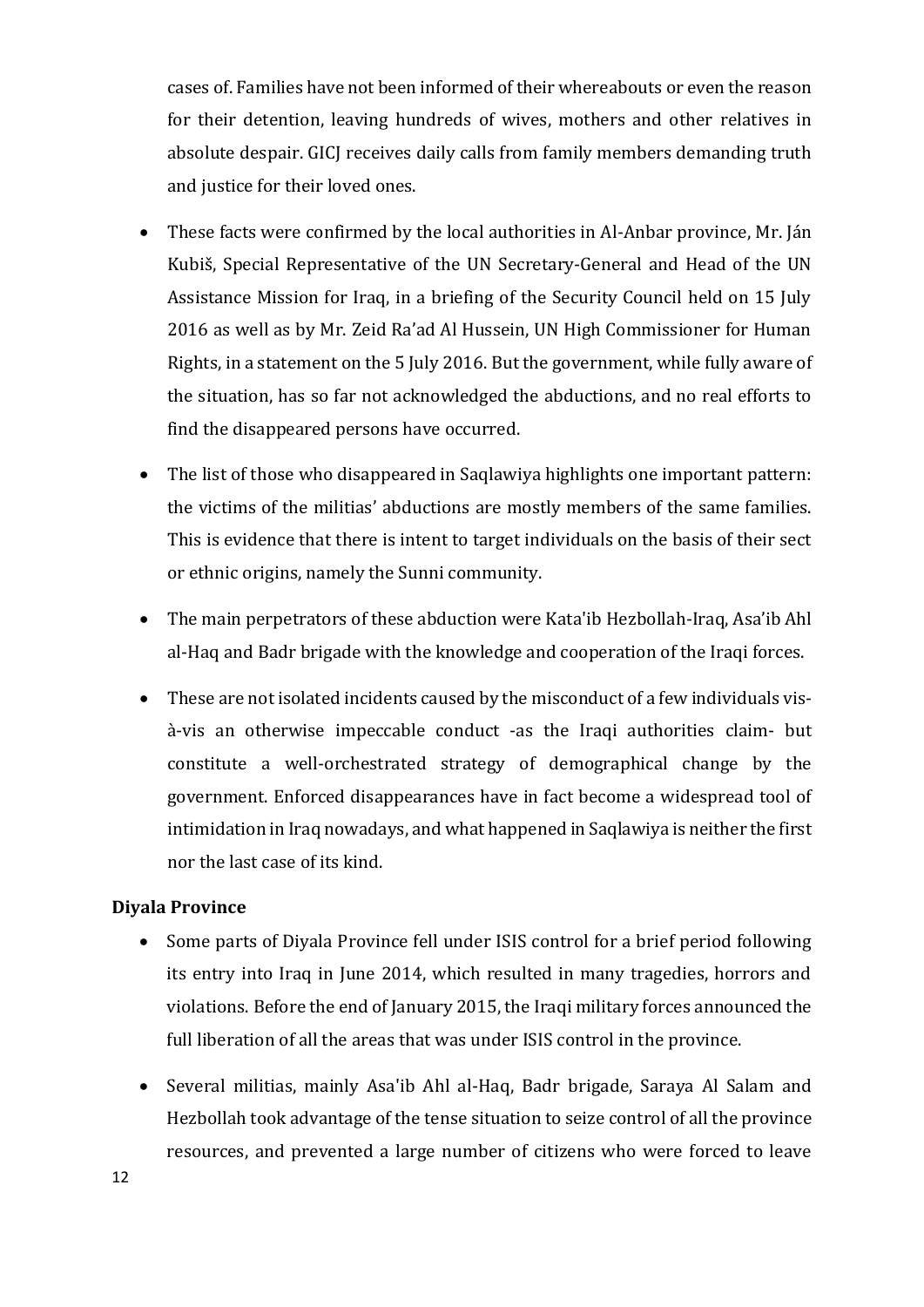cases of. Families have not been informed of their whereabouts or even the reason for their detention, leaving hundreds of wives, mothers and other relatives in absolute despair. GICJ receives daily calls from family members demanding truth and justice for their loved ones.

- These facts were confirmed by the local authorities in Al-Anbar province, Mr. Ján Kubiš, Special Representative of the UN Secretary-General and Head of the UN Assistance Mission for Iraq, in a briefing of the Security Council held on 15 July 2016 as well as by Mr. Zeid Ra'ad Al Hussein, UN High Commissioner for Human Rights, in a statement on the 5 July 2016. But the government, while fully aware of the situation, has so far not acknowledged the abductions, and no real efforts to find the disappeared persons have occurred.

- The list of those who disappeared in Saqlawiya highlights one important pattern: the victims of the militias' abductions are mostly members of the same families. This is evidence that there is intent to target individuals on the basis of their sect or ethnic origins, namely the Sunni community.

- The main perpetrators of these abduction were Kata'ib Hezbollah-Iraq, Asa'ib Ahl al-Haq and Badr brigade with the knowledge and cooperation of the Iraqi forces.

- These are not isolated incidents caused by the misconduct of a few individuals vis-à-vis an otherwise impeccable conduct -as the Iraqi authorities claim- but constitute a well-orchestrated strategy of demographical change by the government. Enforced disappearances have in fact become a widespread tool of intimidation in Iraq nowadays, and what happened in Saqlawiya is neither the first nor the last case of its kind.

**Diyala Province**

- Some parts of Diyala Province fell under ISIS control for a brief period following its entry into Iraq in June 2014, which resulted in many tragedies, horrors and violations. Before the end of January 2015, the Iraqi military forces announced the full liberation of all the areas that was under ISIS control in the province.

- Several militias, mainly Asa'ib Ahl al-Haq, Badr brigade, Saraya Al Salam and Hezbollah took advantage of the tense situation to seize control of all the province resources, and prevented a large number of citizens who were forced to leave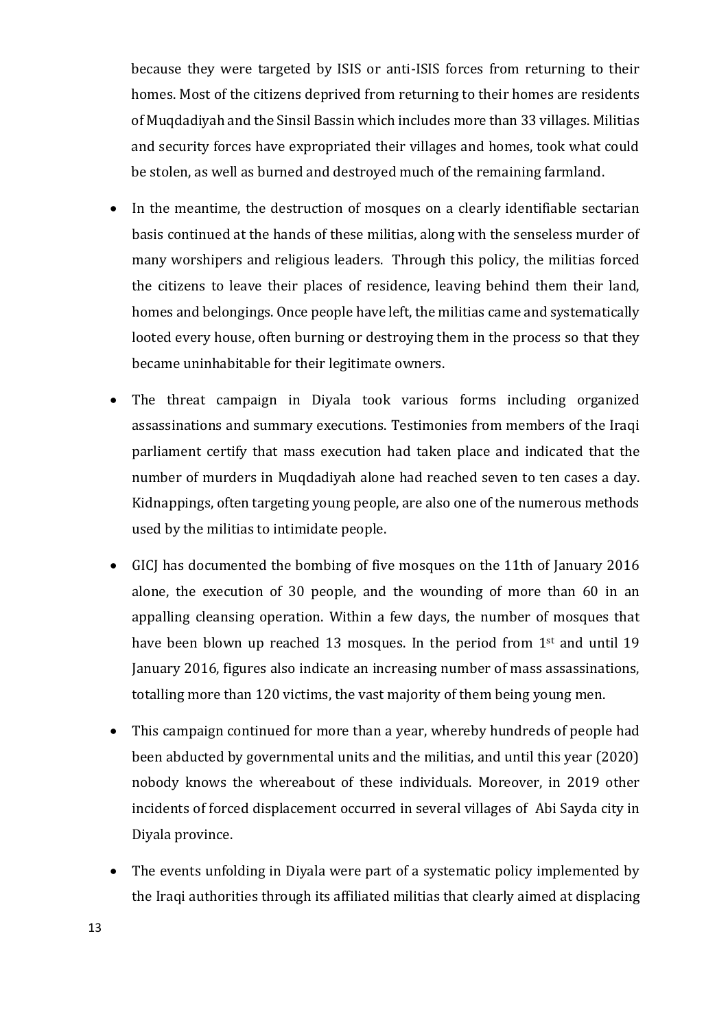because they were targeted by ISIS or anti-ISIS forces from returning to their homes. Most of the citizens deprived from returning to their homes are residents of Muqdadiyah and the Sinsil Bassin which includes more than 33 villages. Militias and security forces have expropriated their villages and homes, took what could be stolen, as well as burned and destroyed much of the remaining farmland.

- In the meantime, the destruction of mosques on a clearly identifiable sectarian basis continued at the hands of these militias, along with the senseless murder of many worshipers and religious leaders. Through this policy, the militias forced the citizens to leave their places of residence, leaving behind them their land, homes and belongings. Once people have left, the militias came and systematically looted every house, often burning or destroying them in the process so that they became uninhabitable for their legitimate owners.

- The threat campaign in Diyala took various forms including organized assassinations and summary executions. Testimonies from members of the Iraqi parliament certify that mass execution had taken place and indicated that the number of murders in Muqdadiyah alone had reached seven to ten cases a day. Kidnappings, often targeting young people, are also one of the numerous methods used by the militias to intimidate people.

- GICJ has documented the bombing of five mosques on the 11th of January 2016 alone, the execution of 30 people, and the wounding of more than 60 in an appalling cleansing operation. Within a few days, the number of mosques that have been blown up reached 13 mosques. In the period from 1st and until 19 January 2016, figures also indicate an increasing number of mass assassinations, totalling more than 120 victims, the vast majority of them being young men.

- This campaign continued for more than a year, whereby hundreds of people had been abducted by governmental units and the militias, and until this year (2020) nobody knows the whereabout of these individuals. Moreover, in 2019 other incidents of forced displacement occurred in several villages of Abi Sayda city in Diyala province.

- The events unfolding in Diyala were part of a systematic policy implemented by the Iraqi authorities through its affiliated militias that clearly aimed at displacing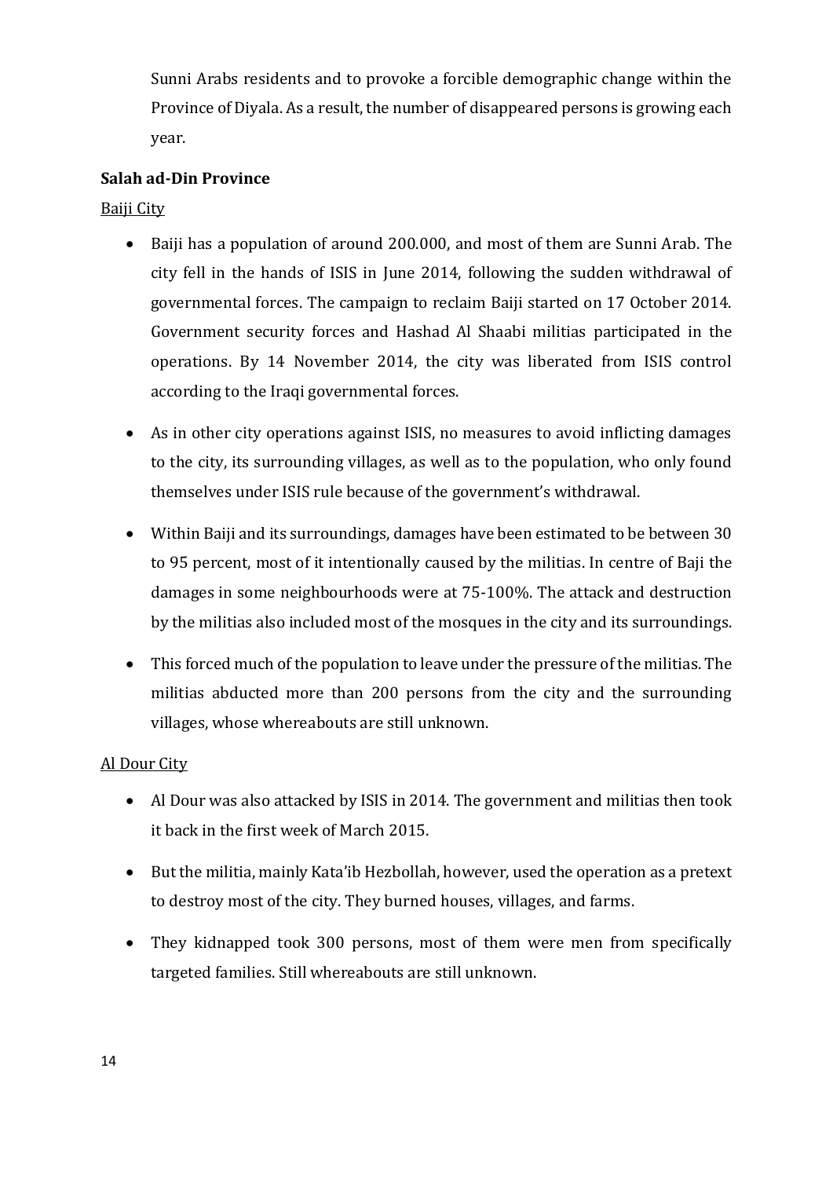Sunni Arabs residents and to provoke a forcible demographic change within the Province of Diyala. As a result, the number of disappeared persons is growing each year.

**Salah ad-Din Province**

Baiji City

- Baiji has a population of around 200.000, and most of them are Sunni Arab. The city fell in the hands of ISIS in June 2014, following the sudden withdrawal of governmental forces. The campaign to reclaim Baiji started on 17 October 2014. Government security forces and Hashad Al Shaabi militias participated in the operations. By 14 November 2014, the city was liberated from ISIS control according to the Iraqi governmental forces.

- As in other city operations against ISIS, no measures to avoid inflicting damages to the city, its surrounding villages, as well as to the population, who only found themselves under ISIS rule because of the government's withdrawal.

- Within Baiji and its surroundings, damages have been estimated to be between 30 to 95 percent, most of it intentionally caused by the militias. In centre of Baji the damages in some neighbourhoods were at 75-100%. The attack and destruction by the militias also included most of the mosques in the city and its surroundings.

- This forced much of the population to leave under the pressure of the militias. The militias abducted more than 200 persons from the city and the surrounding villages, whose whereabouts are still unknown.

Al Dour City

- Al Dour was also attacked by ISIS in 2014. The government and militias then took it back in the first week of March 2015.

- But the militia, mainly Kata'ib Hezbollah, however, used the operation as a pretext to destroy most of the city. They burned houses, villages, and farms.

- They kidnapped took 300 persons, most of them were men from specifically targeted families. Still whereabouts are still unknown.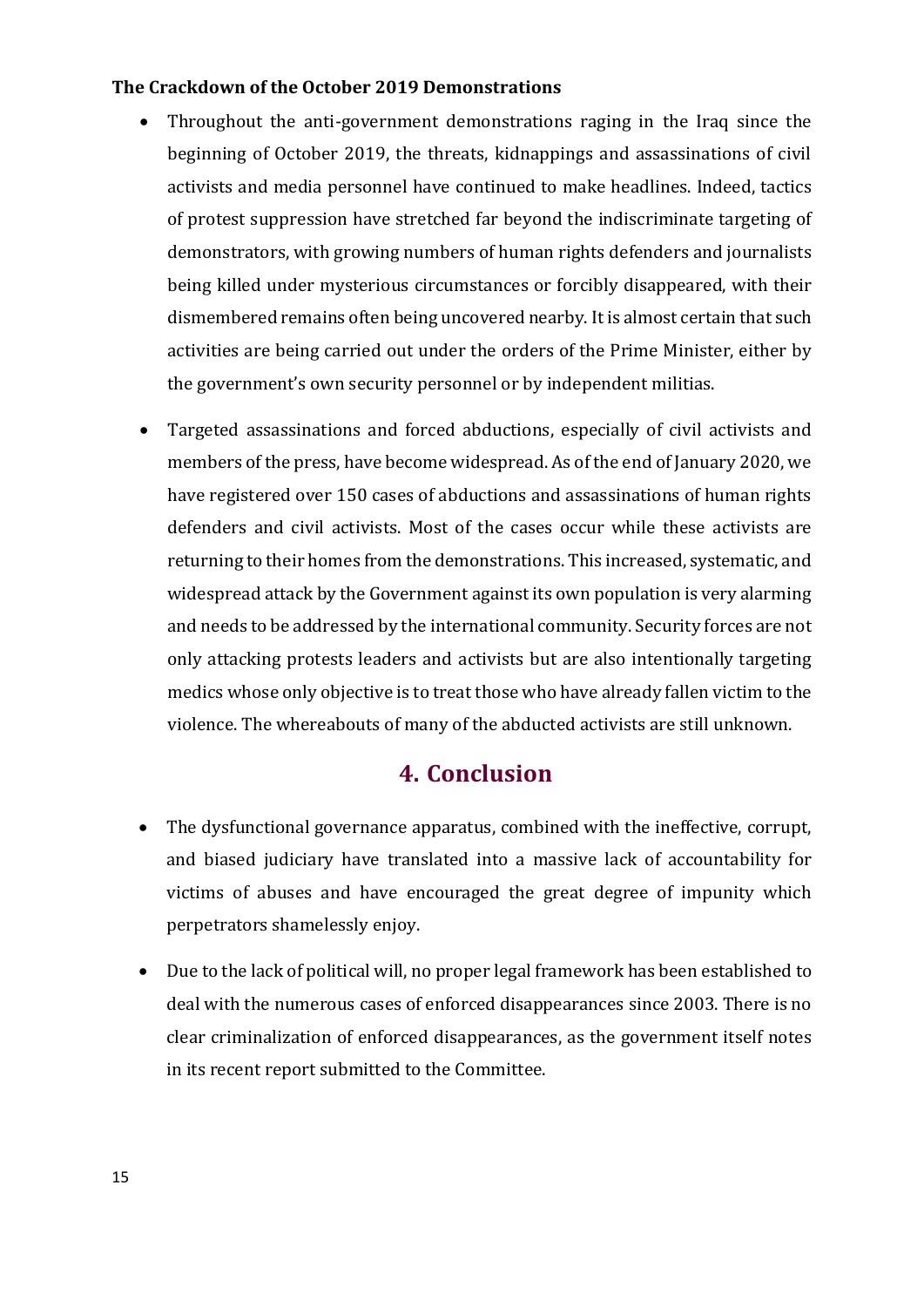**The Crackdown of the October 2019 Demonstrations**

- Throughout the anti-government demonstrations raging in the Iraq since the beginning of October 2019, the threats, kidnappings and assassinations of civil activists and media personnel have continued to make headlines. Indeed, tactics of protest suppression have stretched far beyond the indiscriminate targeting of demonstrators, with growing numbers of human rights defenders and journalists being killed under mysterious circumstances or forcibly disappeared, with their dismembered remains often being uncovered nearby. It is almost certain that such activities are being carried out under the orders of the Prime Minister, either by the government's own security personnel or by independent militias.
- Targeted assassinations and forced abductions, especially of civil activists and members of the press, have become widespread. As of the end of January 2020, we have registered over 150 cases of abductions and assassinations of human rights defenders and civil activists. Most of the cases occur while these activists are returning to their homes from the demonstrations. This increased, systematic, and widespread attack by the Government against its own population is very alarming and needs to be addressed by the international community. Security forces are not only attacking protests leaders and activists but are also intentionally targeting medics whose only objective is to treat those who have already fallen victim to the violence. The whereabouts of many of the abducted activists are still unknown.

## 4. Conclusion

- The dysfunctional governance apparatus, combined with the ineffective, corrupt, and biased judiciary have translated into a massive lack of accountability for victims of abuses and have encouraged the great degree of impunity which perpetrators shamelessly enjoy.
- Due to the lack of political will, no proper legal framework has been established to deal with the numerous cases of enforced disappearances since 2003. There is no clear criminalization of enforced disappearances, as the government itself notes in its recent report submitted to the Committee.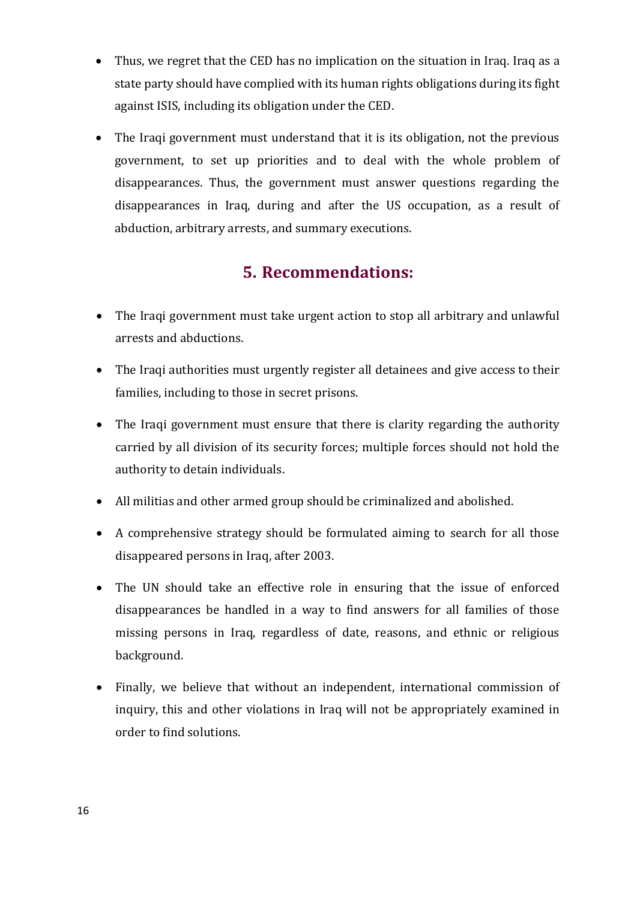- Thus, we regret that the CED has no implication on the situation in Iraq. Iraq as a state party should have complied with its human rights obligations during its fight against ISIS, including its obligation under the CED.
- The Iraqi government must understand that it is its obligation, not the previous government, to set up priorities and to deal with the whole problem of disappearances. Thus, the government must answer questions regarding the disappearances in Iraq, during and after the US occupation, as a result of abduction, arbitrary arrests, and summary executions.

## 5. Recommendations:

- The Iraqi government must take urgent action to stop all arbitrary and unlawful arrests and abductions.
- The Iraqi authorities must urgently register all detainees and give access to their families, including to those in secret prisons.
- The Iraqi government must ensure that there is clarity regarding the authority carried by all division of its security forces; multiple forces should not hold the authority to detain individuals.
- All militias and other armed group should be criminalized and abolished.
- A comprehensive strategy should be formulated aiming to search for all those disappeared persons in Iraq, after 2003.
- The UN should take an effective role in ensuring that the issue of enforced disappearances be handled in a way to find answers for all families of those missing persons in Iraq, regardless of date, reasons, and ethnic or religious background.
- Finally, we believe that without an independent, international commission of inquiry, this and other violations in Iraq will not be appropriately examined in order to find solutions.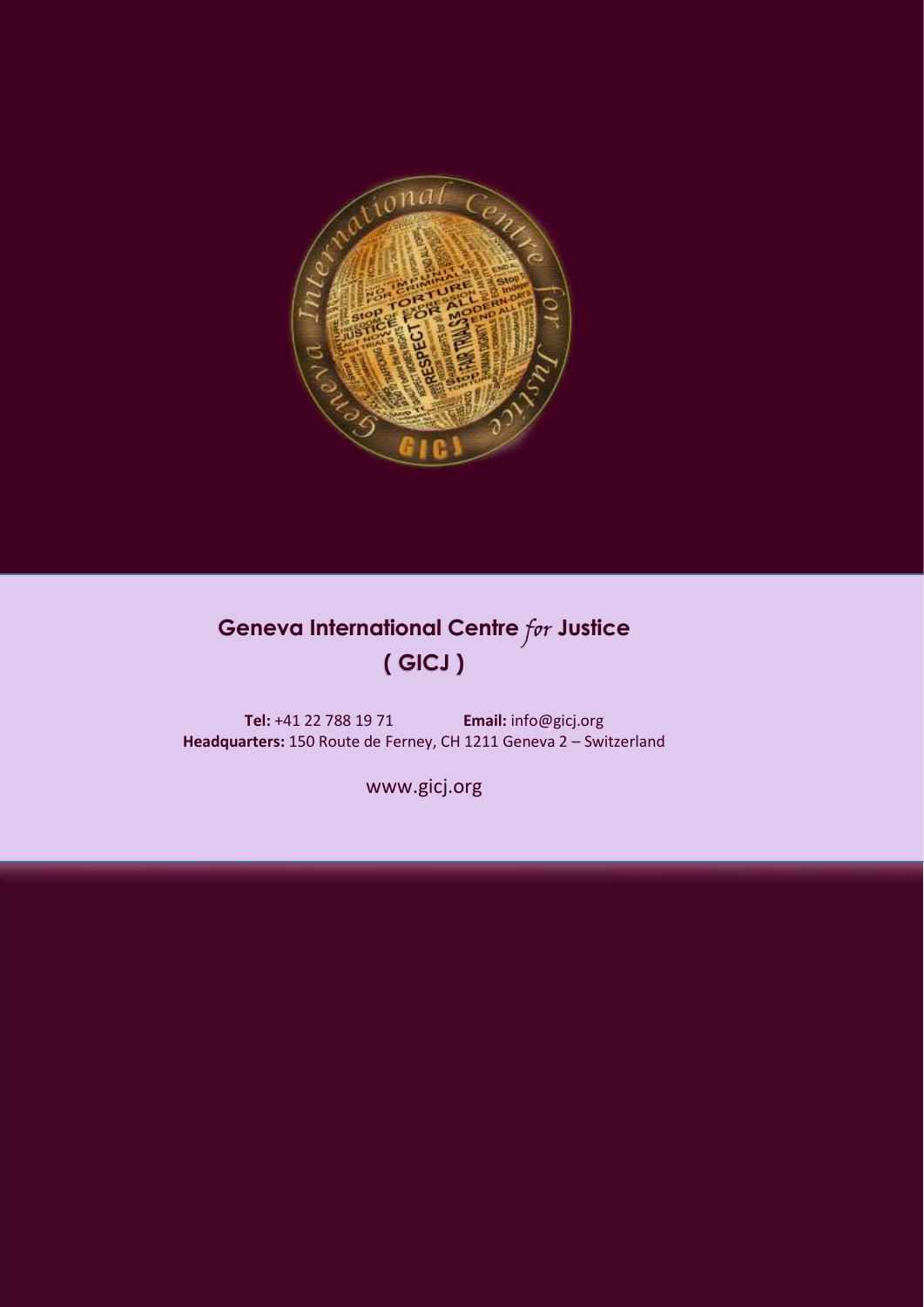**Geneva International Centre *for* Justice**
**( GICJ )**

**Tel:** +41 22 788 19 71 **Email:** info@gicj.org
**Headquarters:** 150 Route de Ferney, CH 1211 Geneva 2 – Switzerland

www.gicj.org